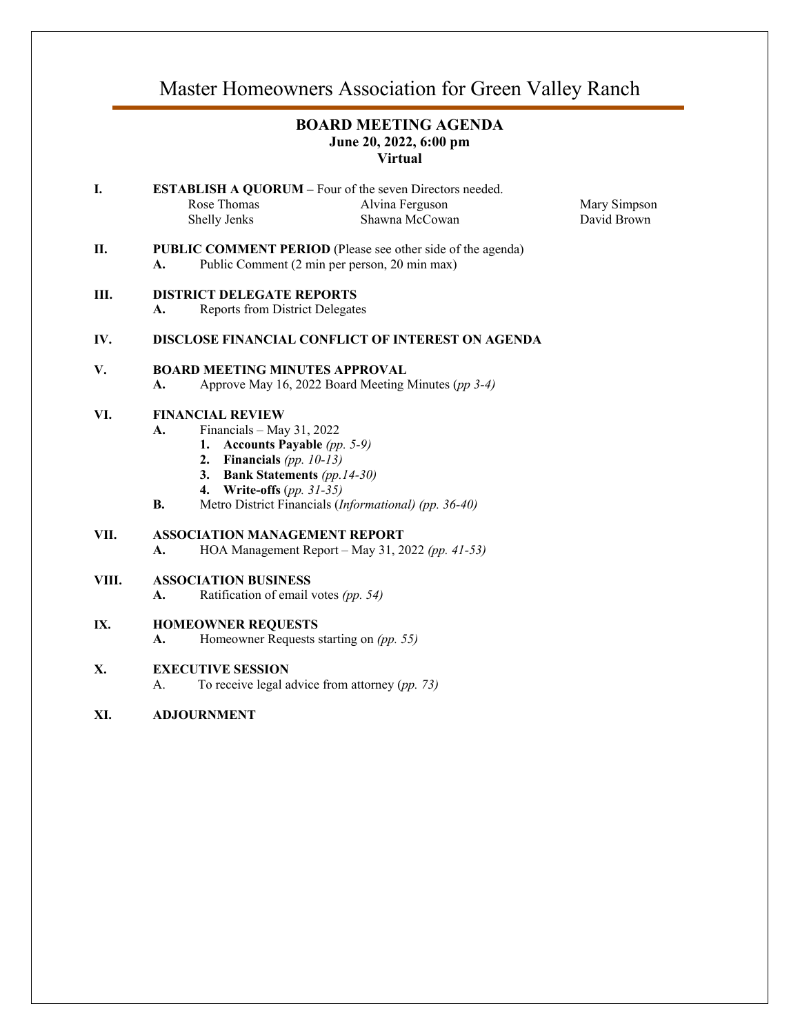# Master Homeowners Association for Green Valley Ranch

## BOARD MEETING AGENDA
**June 20, 2022, 6:00 pm**
**Virtual**

**I. ESTABLISH A QUORUM –** Four of the seven Directors needed.

Rose Thomas | Alvina Ferguson | Mary Simpson
Shelly Jenks | Shawna McCowan | David Brown

**II. PUBLIC COMMENT PERIOD** (Please see other side of the agenda)

- **A.** Public Comment (2 min per person, 20 min max)

**III. DISTRICT DELEGATE REPORTS**

- **A.** Reports from District Delegates

**IV. DISCLOSE FINANCIAL CONFLICT OF INTEREST ON AGENDA**

**V. BOARD MEETING MINUTES APPROVAL**

- **A.** Approve May 16, 2022 Board Meeting Minutes (*pp 3-4)*

**VI. FINANCIAL REVIEW**

- **A.** Financials – May 31, 2022
  1. **Accounts Payable** *(pp. 5-9)*
  2. **Financials** *(pp. 10-13)*
  3. **Bank Statements** *(pp.14-30)*
  4. **Write-offs** (*pp. 31-35)*
- **B.** Metro District Financials (*Informational) (pp. 36-40)*

**VII. ASSOCIATION MANAGEMENT REPORT**

- **A.** HOA Management Report – May 31, 2022 *(pp. 41-53)*

**VIII. ASSOCIATION BUSINESS**

- **A.** Ratification of email votes *(pp. 54)*

**IX. HOMEOWNER REQUESTS**

- **A.** Homeowner Requests starting on *(pp. 55)*

**X. EXECUTIVE SESSION**

- A. To receive legal advice from attorney (*pp. 73)*

**XI. ADJOURNMENT**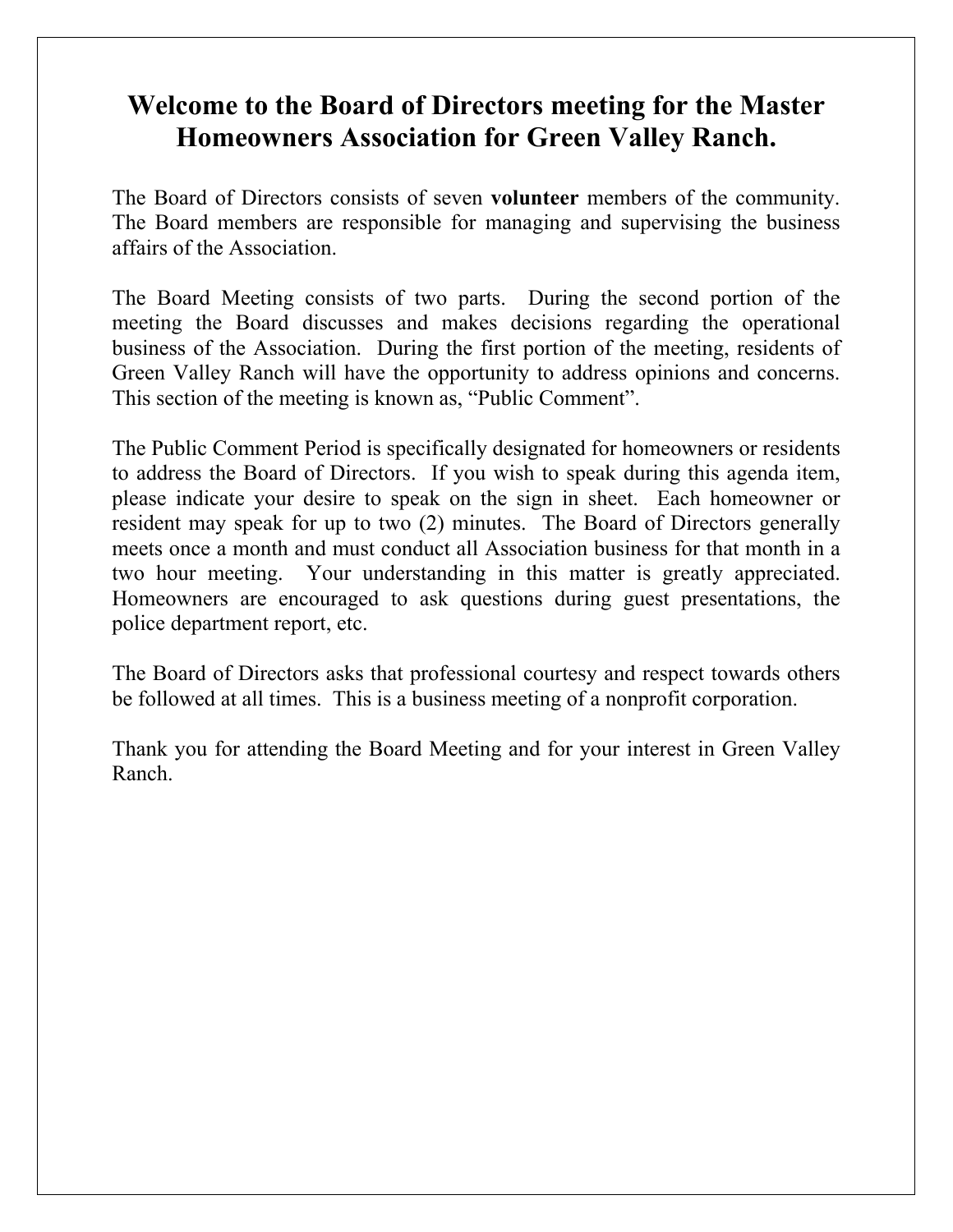# Welcome to the Board of Directors meeting for the Master Homeowners Association for Green Valley Ranch.

The Board of Directors consists of seven **volunteer** members of the community. The Board members are responsible for managing and supervising the business affairs of the Association.

The Board Meeting consists of two parts. During the second portion of the meeting the Board discusses and makes decisions regarding the operational business of the Association. During the first portion of the meeting, residents of Green Valley Ranch will have the opportunity to address opinions and concerns. This section of the meeting is known as, "Public Comment".

The Public Comment Period is specifically designated for homeowners or residents to address the Board of Directors. If you wish to speak during this agenda item, please indicate your desire to speak on the sign in sheet. Each homeowner or resident may speak for up to two (2) minutes. The Board of Directors generally meets once a month and must conduct all Association business for that month in a two hour meeting. Your understanding in this matter is greatly appreciated. Homeowners are encouraged to ask questions during guest presentations, the police department report, etc.

The Board of Directors asks that professional courtesy and respect towards others be followed at all times. This is a business meeting of a nonprofit corporation.

Thank you for attending the Board Meeting and for your interest in Green Valley Ranch.